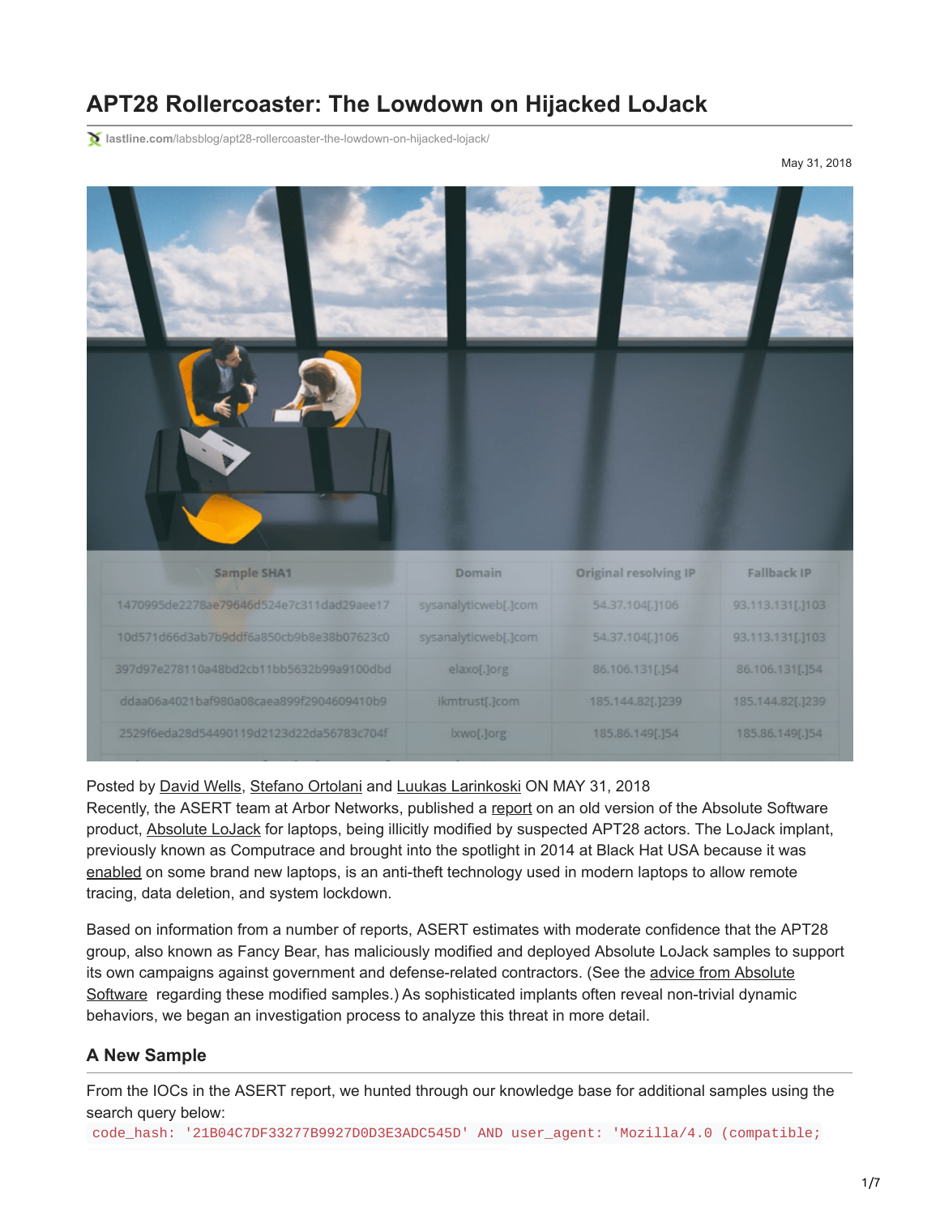# APT28 Rollercoaster: The Lowdown on Hijacked LoJack

lastline.com/labsblog/apt28-rollercoaster-the-lowdown-on-hijacked-lojack/

May 31, 2018

| Sample SHA1 | Domain | Original resolving IP | Fallback IP |
| --- | --- | --- | --- |
| 1470995de2278ae79646d524e7c311dad29aee17 | sysanalyticweb[.]com | 54.37.104[.]106 | 93.113.131[.]103 |
| 10d571d66d3ab7b9ddf6a850cb9b8e38b07623c0 | sysanalyticweb[.]com | 54.37.104[.]106 | 93.113.131[.]103 |
| 397d97e278110a48bd2cb11bb5632b99a9100dbd | elaxo[.]org | 86.106.131[.]54 | 86.106.131[.]54 |
| ddaa06a4021baf980a08caea899f2904609410b9 | ikmtrust[.]com | 185.144.82[.]239 | 185.144.82[.]239 |
| 2529f6eda28d54490119d2123d22da56783c704f | lxwo[.]org | 185.86.149[.]54 | 185.86.149[.]54 |

Posted by David Wells, Stefano Ortolani and Luukas Larinkoski ON MAY 31, 2018

Recently, the ASERT team at Arbor Networks, published a report on an old version of the Absolute Software product, Absolute LoJack for laptops, being illicitly modified by suspected APT28 actors. The LoJack implant, previously known as Computrace and brought into the spotlight in 2014 at Black Hat USA because it was enabled on some brand new laptops, is an anti-theft technology used in modern laptops to allow remote tracing, data deletion, and system lockdown.

Based on information from a number of reports, ASERT estimates with moderate confidence that the APT28 group, also known as Fancy Bear, has maliciously modified and deployed Absolute LoJack samples to support its own campaigns against government and defense-related contractors. (See the advice from Absolute Software regarding these modified samples.) As sophisticated implants often reveal non-trivial dynamic behaviors, we began an investigation process to analyze this threat in more detail.

## A New Sample

From the IOCs in the ASERT report, we hunted through our knowledge base for additional samples using the search query below:

```
code_hash: '21B04C7DF33277B9927D0D3E3ADC545D' AND user_agent: 'Mozilla/4.0 (compatible;
```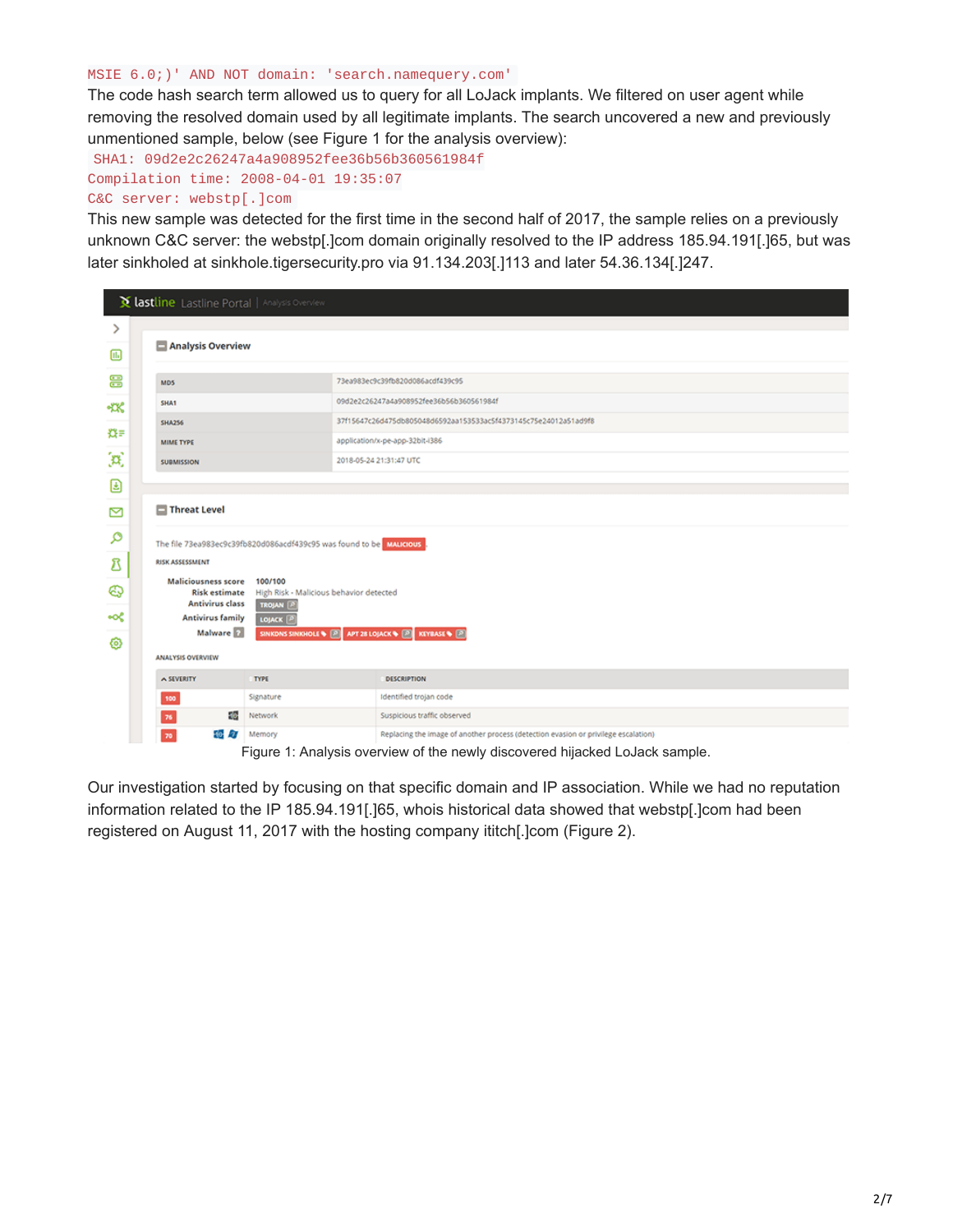```
MSIE 6.0;)' AND NOT domain: 'search.namequery.com'
```

The code hash search term allowed us to query for all LoJack implants. We filtered on user agent while removing the resolved domain used by all legitimate implants. The search uncovered a new and previously unmentioned sample, below (see Figure 1 for the analysis overview):

```
SHA1: 09d2e2c26247a4a908952fee36b56b360561984f
Compilation time: 2008-04-01 19:35:07
C&C server: webstp[.]com
```

This new sample was detected for the first time in the second half of 2017, the sample relies on a previously unknown C&C server: the webstp[.]com domain originally resolved to the IP address 185.94.191[.]65, but was later sinkholed at sinkhole.tigersecurity.pro via 91.134.203[.]113 and later 54.36.134[.]247.

Figure 1: Analysis overview of the newly discovered hijacked LoJack sample.

Our investigation started by focusing on that specific domain and IP association. While we had no reputation information related to the IP 185.94.191[.]65, whois historical data showed that webstp[.]com had been registered on August 11, 2017 with the hosting company ititch[.]com (Figure 2).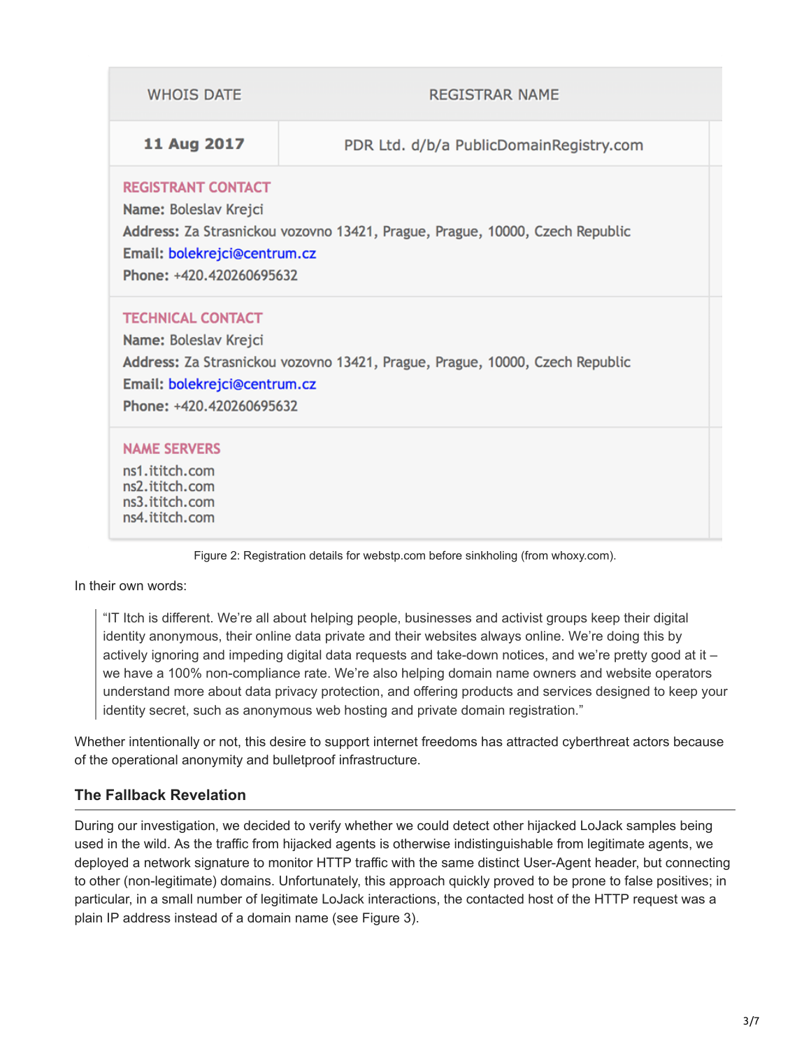| WHOIS DATE | REGISTRAR NAME |
| --- | --- |
| **11 Aug 2017** | PDR Ltd. d/b/a PublicDomainRegistry.com |

**REGISTRANT CONTACT**
**Name:** Boleslav Krejci
**Address:** Za Strasnickou vozovno 13421, Prague, Prague, 10000, Czech Republic
**Email:** bolekrejci@centrum.cz
**Phone:** +420.420260695632

**TECHNICAL CONTACT**
**Name:** Boleslav Krejci
**Address:** Za Strasnickou vozovno 13421, Prague, Prague, 10000, Czech Republic
**Email:** bolekrejci@centrum.cz
**Phone:** +420.420260695632

**NAME SERVERS**
ns1.ititch.com
ns2.ititch.com
ns3.ititch.com
ns4.ititch.com

Figure 2: Registration details for webstp.com before sinkholing (from whoxy.com).

In their own words:

> "IT Itch is different. We're all about helping people, businesses and activist groups keep their digital identity anonymous, their online data private and their websites always online. We're doing this by actively ignoring and impeding digital data requests and take-down notices, and we're pretty good at it – we have a 100% non-compliance rate. We're also helping domain name owners and website operators understand more about data privacy protection, and offering products and services designed to keep your identity secret, such as anonymous web hosting and private domain registration."

Whether intentionally or not, this desire to support internet freedoms has attracted cyberthreat actors because of the operational anonymity and bulletproof infrastructure.

### The Fallback Revelation

During our investigation, we decided to verify whether we could detect other hijacked LoJack samples being used in the wild. As the traffic from hijacked agents is otherwise indistinguishable from legitimate agents, we deployed a network signature to monitor HTTP traffic with the same distinct User-Agent header, but connecting to other (non-legitimate) domains. Unfortunately, this approach quickly proved to be prone to false positives; in particular, in a small number of legitimate LoJack interactions, the contacted host of the HTTP request was a plain IP address instead of a domain name (see Figure 3).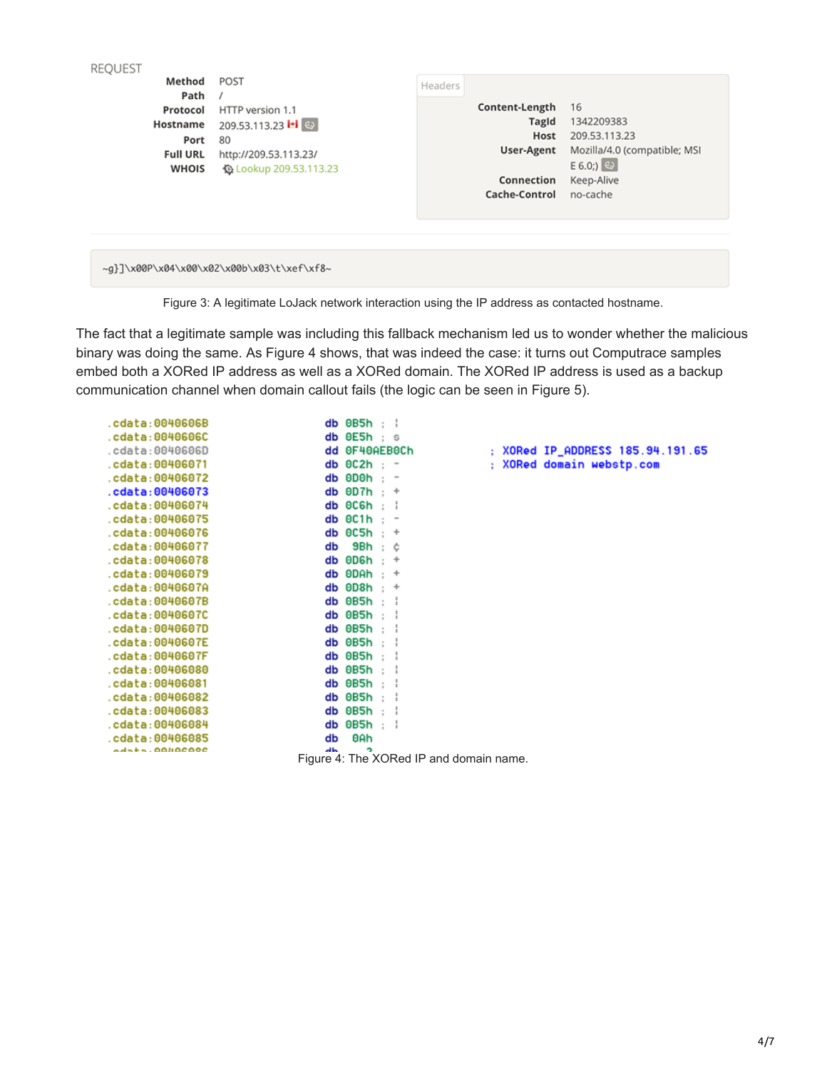REQUEST

| | |
|---|---|
| **Method** | POST |
| **Path** | / |
| **Protocol** | HTTP version 1.1 |
| **Hostname** | 209.53.113.23 |
| **Port** | 80 |
| **Full URL** | http://209.53.113.23/ |
| **WHOIS** | Lookup 209.53.113.23 |

Headers

| | |
|---|---|
| **Content-Length** | 16 |
| **TagId** | 1342209383 |
| **Host** | 209.53.113.23 |
| **User-Agent** | Mozilla/4.0 (compatible; MSIE 6.0;) |
| **Connection** | Keep-Alive |
| **Cache-Control** | no-cache |

```
~g}]\x00P\x04\x00\x02\x00b\x03\t\xef\xf8~
```

Figure 3: A legitimate LoJack network interaction using the IP address as contacted hostname.

The fact that a legitimate sample was including this fallback mechanism led us to wonder whether the malicious binary was doing the same. As Figure 4 shows, that was indeed the case: it turns out Computrace samples embed both a XORed IP address as well as a XORed domain. The XORed IP address is used as a backup communication channel when domain callout fails (the logic can be seen in Figure 5).

```
.cdata:0040606B                 db 0B5h ; ¦
.cdata:0040606C                 db 0E5h ; s
.cdata:0040606D                 dd 0F40AEB0Ch             ; XORed IP_ADDRESS 185.94.191.65
.cdata:00406071                 db 0C2h ; -               ; XORed domain webstp.com
.cdata:00406072                 db 0D0h ; -
.cdata:00406073                 db 0D7h ; +
.cdata:00406074                 db 0C6h ; ¦
.cdata:00406075                 db 0C1h ; -
.cdata:00406076                 db 0C5h ; +
.cdata:00406077                 db  9Bh ; ¢
.cdata:00406078                 db 0D6h ; +
.cdata:00406079                 db 0DAh ; +
.cdata:0040607A                 db 0D8h ; +
.cdata:0040607B                 db 0B5h ; ¦
.cdata:0040607C                 db 0B5h ; ¦
.cdata:0040607D                 db 0B5h ; ¦
.cdata:0040607E                 db 0B5h ; ¦
.cdata:0040607F                 db 0B5h ; ¦
.cdata:00406080                 db 0B5h ; ¦
.cdata:00406081                 db 0B5h ; ¦
.cdata:00406082                 db 0B5h ; ¦
.cdata:00406083                 db 0B5h ; ¦
.cdata:00406084                 db 0B5h ; ¦
.cdata:00406085                 db  0Ah
```

Figure 4: The XORed IP and domain name.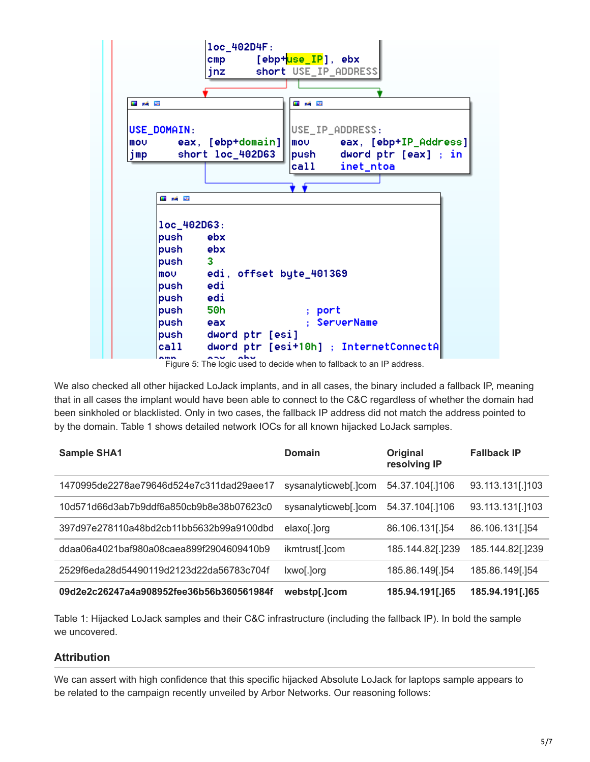```
loc_402D4F:
cmp     [ebp+use_IP], ebx
jnz     short USE_IP_ADDRESS

USE_DOMAIN:
mov     eax, [ebp+domain]
jmp     short loc_402D63

USE_IP_ADDRESS:
mov     eax, [ebp+IP_Address]
push    dword ptr [eax] ; in
call    inet_ntoa

loc_402D63:
push    ebx
push    ebx
push    3
mov     edi, offset byte_401369
push    edi
push    edi
push    50h             ; port
push    eax             ; ServerName
push    dword ptr [esi]
call    dword ptr [esi+10h] ; InternetConnectA
```

Figure 5: The logic used to decide when to fallback to an IP address.

We also checked all other hijacked LoJack implants, and in all cases, the binary included a fallback IP, meaning that in all cases the implant would have been able to connect to the C&C regardless of whether the domain had been sinkholed or blacklisted. Only in two cases, the fallback IP address did not match the address pointed to by the domain. Table 1 shows detailed network IOCs for all known hijacked LoJack samples.

| Sample SHA1 | Domain | Original resolving IP | Fallback IP |
|---|---|---|---|
| 1470995de2278ae79646d524e7c311dad29aee17 | sysanalyticweb[.]com | 54.37.104[.]106 | 93.113.131[.]103 |
| 10d571d66d3ab7b9ddf6a850cb9b8e38b07623c0 | sysanalyticweb[.]com | 54.37.104[.]106 | 93.113.131[.]103 |
| 397d97e278110a48bd2cb11bb5632b99a9100dbd | elaxo[.]org | 86.106.131[.]54 | 86.106.131[.]54 |
| ddaa06a4021baf980a08caea899f2904609410b9 | ikmtrust[.]com | 185.144.82[.]239 | 185.144.82[.]239 |
| 2529f6eda28d54490119d2123d22da56783c704f | lxwo[.]org | 185.86.149[.]54 | 185.86.149[.]54 |
| **09d2e2c26247a4a908952fee36b56b360561984f** | **webstp[.]com** | **185.94.191[.]65** | **185.94.191[.]65** |

Table 1: Hijacked LoJack samples and their C&C infrastructure (including the fallback IP). In bold the sample we uncovered.

## Attribution

We can assert with high confidence that this specific hijacked Absolute LoJack for laptops sample appears to be related to the campaign recently unveiled by Arbor Networks. Our reasoning follows: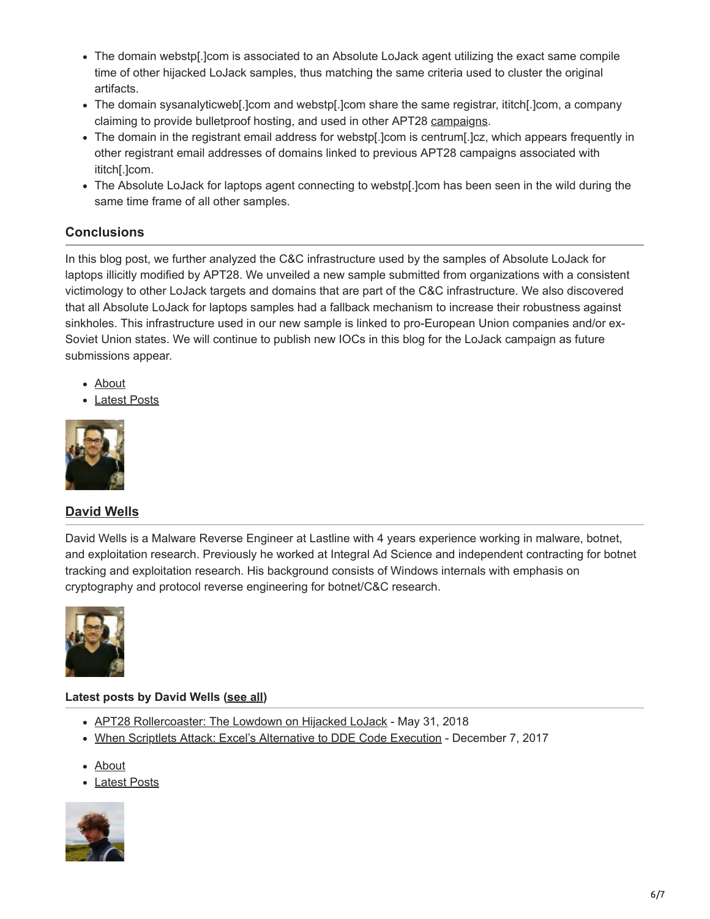- The domain webstp[.]com is associated to an Absolute LoJack agent utilizing the exact same compile time of other hijacked LoJack samples, thus matching the same criteria used to cluster the original artifacts.
- The domain sysanalyticweb[.]com and webstp[.]com share the same registrar, ititch[.]com, a company claiming to provide bulletproof hosting, and used in other APT28 campaigns.
- The domain in the registrant email address for webstp[.]com is centrum[.]cz, which appears frequently in other registrant email addresses of domains linked to previous APT28 campaigns associated with ititch[.]com.
- The Absolute LoJack for laptops agent connecting to webstp[.]com has been seen in the wild during the same time frame of all other samples.

## Conclusions

In this blog post, we further analyzed the C&C infrastructure used by the samples of Absolute LoJack for laptops illicitly modified by APT28. We unveiled a new sample submitted from organizations with a consistent victimology to other LoJack targets and domains that are part of the C&C infrastructure. We also discovered that all Absolute LoJack for laptops samples had a fallback mechanism to increase their robustness against sinkholes. This infrastructure used in our new sample is linked to pro-European Union companies and/or ex-Soviet Union states. We will continue to publish new IOCs in this blog for the LoJack campaign as future submissions appear.

- About
- Latest Posts

### David Wells

David Wells is a Malware Reverse Engineer at Lastline with 4 years experience working in malware, botnet, and exploitation research. Previously he worked at Integral Ad Science and independent contracting for botnet tracking and exploitation research. His background consists of Windows internals with emphasis on cryptography and protocol reverse engineering for botnet/C&C research.

**Latest posts by David Wells (see all)**

- APT28 Rollercoaster: The Lowdown on Hijacked LoJack - May 31, 2018
- When Scriptlets Attack: Excel's Alternative to DDE Code Execution - December 7, 2017

- About
- Latest Posts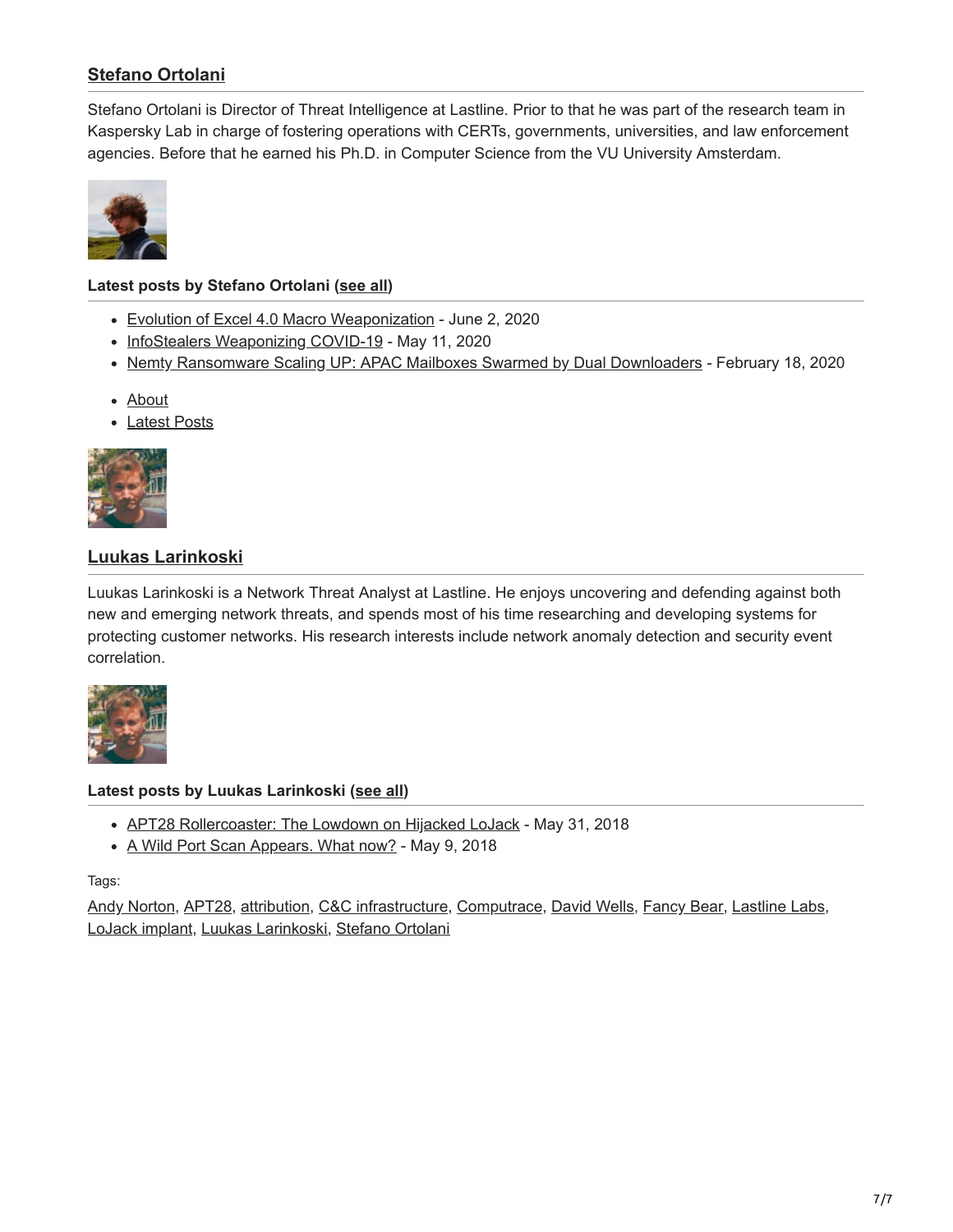## Stefano Ortolani

Stefano Ortolani is Director of Threat Intelligence at Lastline. Prior to that he was part of the research team in Kaspersky Lab in charge of fostering operations with CERTs, governments, universities, and law enforcement agencies. Before that he earned his Ph.D. in Computer Science from the VU University Amsterdam.

**Latest posts by Stefano Ortolani (see all)**

- Evolution of Excel 4.0 Macro Weaponization - June 2, 2020
- InfoStealers Weaponizing COVID-19 - May 11, 2020
- Nemty Ransomware Scaling UP: APAC Mailboxes Swarmed by Dual Downloaders - February 18, 2020

- About
- Latest Posts

## Luukas Larinkoski

Luukas Larinkoski is a Network Threat Analyst at Lastline. He enjoys uncovering and defending against both new and emerging network threats, and spends most of his time researching and developing systems for protecting customer networks. His research interests include network anomaly detection and security event correlation.

**Latest posts by Luukas Larinkoski (see all)**

- APT28 Rollercoaster: The Lowdown on Hijacked LoJack - May 31, 2018
- A Wild Port Scan Appears. What now? - May 9, 2018

Tags:

Andy Norton, APT28, attribution, C&C infrastructure, Computrace, David Wells, Fancy Bear, Lastline Labs, LoJack implant, Luukas Larinkoski, Stefano Ortolani